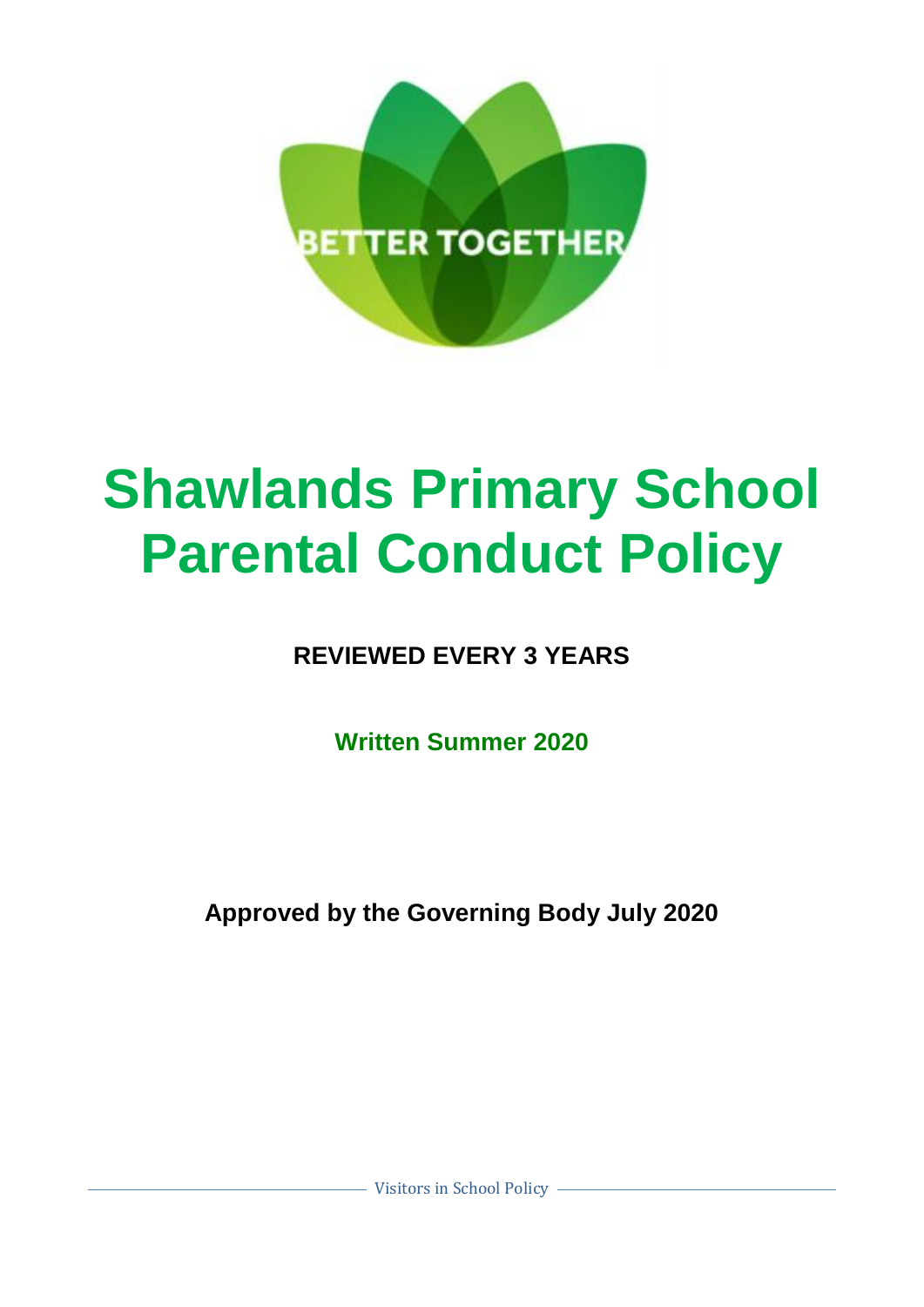BETTER TOGETHER

# Shawlands Primary School Parental Conduct Policy

**REVIEWED EVERY 3 YEARS**

**Written Summer 2020**

**Approved by the Governing Body July 2020**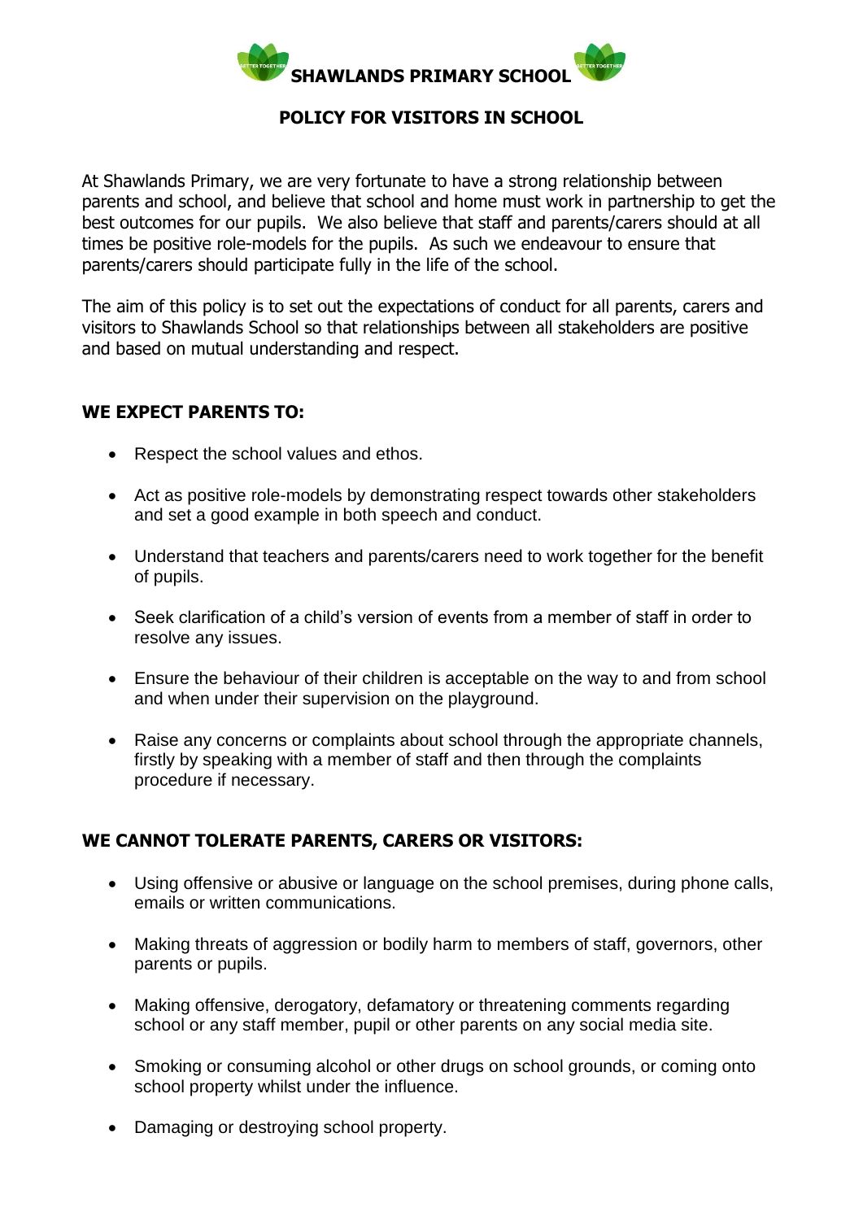# SHAWLANDS PRIMARY SCHOOL

## POLICY FOR VISITORS IN SCHOOL

At Shawlands Primary, we are very fortunate to have a strong relationship between parents and school, and believe that school and home must work in partnership to get the best outcomes for our pupils. We also believe that staff and parents/carers should at all times be positive role-models for the pupils. As such we endeavour to ensure that parents/carers should participate fully in the life of the school.

The aim of this policy is to set out the expectations of conduct for all parents, carers and visitors to Shawlands School so that relationships between all stakeholders are positive and based on mutual understanding and respect.

### WE EXPECT PARENTS TO:

- Respect the school values and ethos.
- Act as positive role-models by demonstrating respect towards other stakeholders and set a good example in both speech and conduct.
- Understand that teachers and parents/carers need to work together for the benefit of pupils.
- Seek clarification of a child's version of events from a member of staff in order to resolve any issues.
- Ensure the behaviour of their children is acceptable on the way to and from school and when under their supervision on the playground.
- Raise any concerns or complaints about school through the appropriate channels, firstly by speaking with a member of staff and then through the complaints procedure if necessary.

### WE CANNOT TOLERATE PARENTS, CARERS OR VISITORS:

- Using offensive or abusive or language on the school premises, during phone calls, emails or written communications.
- Making threats of aggression or bodily harm to members of staff, governors, other parents or pupils.
- Making offensive, derogatory, defamatory or threatening comments regarding school or any staff member, pupil or other parents on any social media site.
- Smoking or consuming alcohol or other drugs on school grounds, or coming onto school property whilst under the influence.
- Damaging or destroying school property.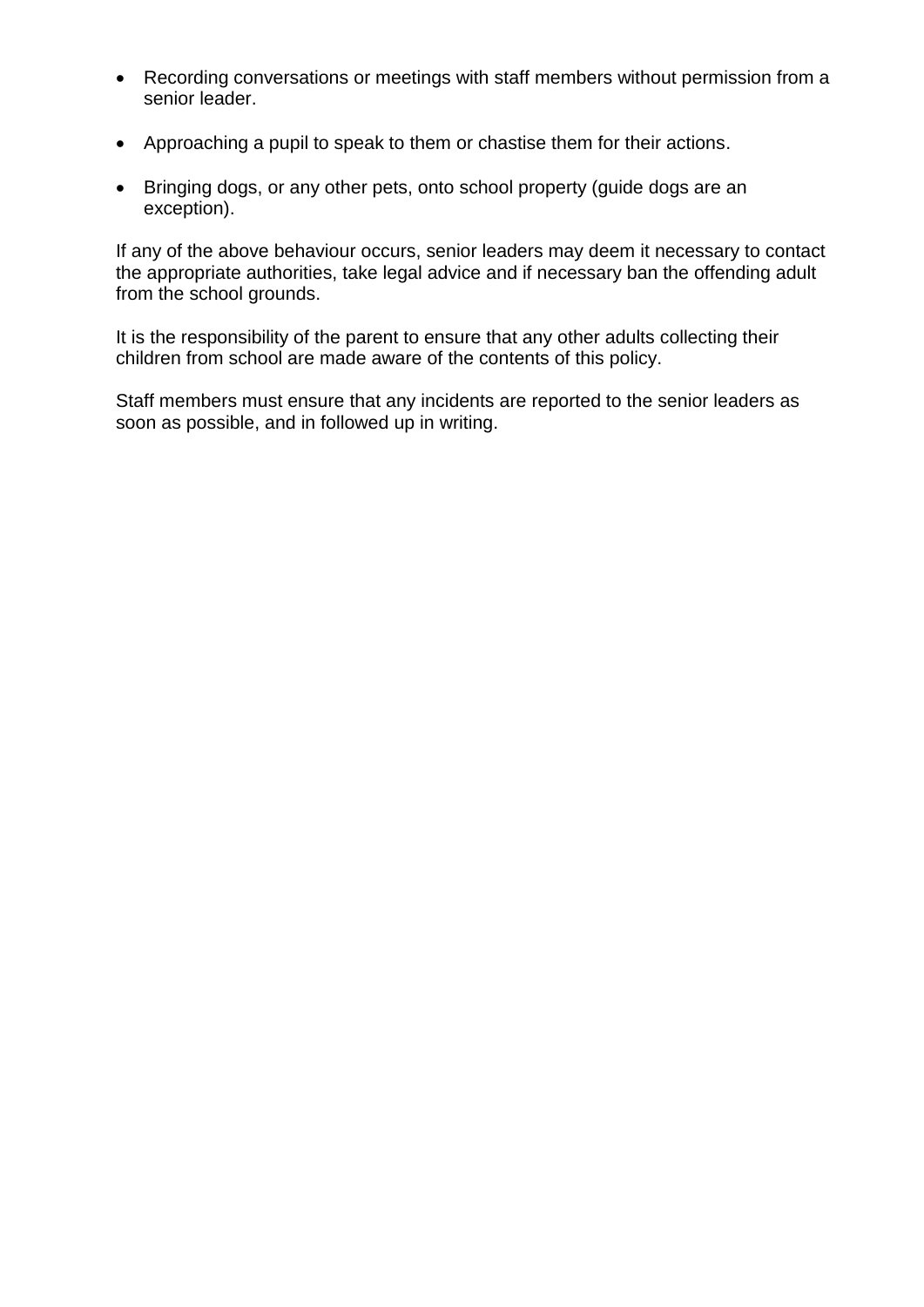- Recording conversations or meetings with staff members without permission from a senior leader.
- Approaching a pupil to speak to them or chastise them for their actions.
- Bringing dogs, or any other pets, onto school property (guide dogs are an exception).

If any of the above behaviour occurs, senior leaders may deem it necessary to contact the appropriate authorities, take legal advice and if necessary ban the offending adult from the school grounds.

It is the responsibility of the parent to ensure that any other adults collecting their children from school are made aware of the contents of this policy.

Staff members must ensure that any incidents are reported to the senior leaders as soon as possible, and in followed up in writing.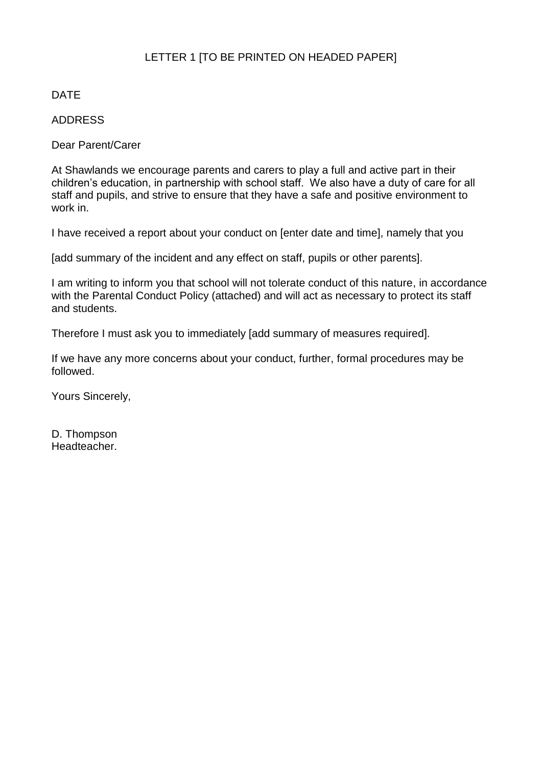LETTER 1 [TO BE PRINTED ON HEADED PAPER]

DATE

ADDRESS

Dear Parent/Carer

At Shawlands we encourage parents and carers to play a full and active part in their children's education, in partnership with school staff. We also have a duty of care for all staff and pupils, and strive to ensure that they have a safe and positive environment to work in.

I have received a report about your conduct on [enter date and time], namely that you

[add summary of the incident and any effect on staff, pupils or other parents].

I am writing to inform you that school will not tolerate conduct of this nature, in accordance with the Parental Conduct Policy (attached) and will act as necessary to protect its staff and students.

Therefore I must ask you to immediately [add summary of measures required].

If we have any more concerns about your conduct, further, formal procedures may be followed.

Yours Sincerely,

D. Thompson
Headteacher.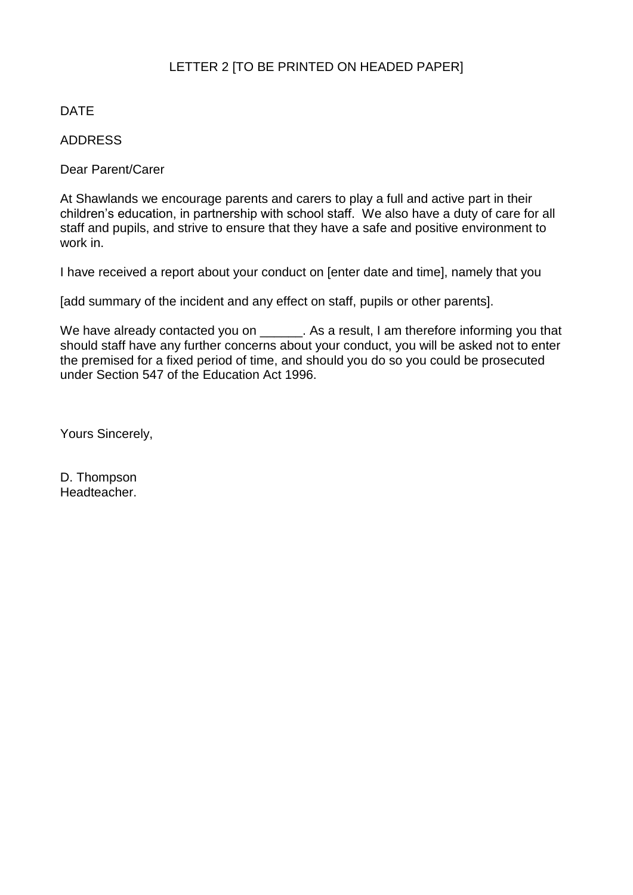LETTER 2 [TO BE PRINTED ON HEADED PAPER]

DATE

ADDRESS

Dear Parent/Carer

At Shawlands we encourage parents and carers to play a full and active part in their children's education, in partnership with school staff. We also have a duty of care for all staff and pupils, and strive to ensure that they have a safe and positive environment to work in.

I have received a report about your conduct on [enter date and time], namely that you

[add summary of the incident and any effect on staff, pupils or other parents].

We have already contacted you on ______. As a result, I am therefore informing you that should staff have any further concerns about your conduct, you will be asked not to enter the premised for a fixed period of time, and should you do so you could be prosecuted under Section 547 of the Education Act 1996.

Yours Sincerely,

D. Thompson
Headteacher.